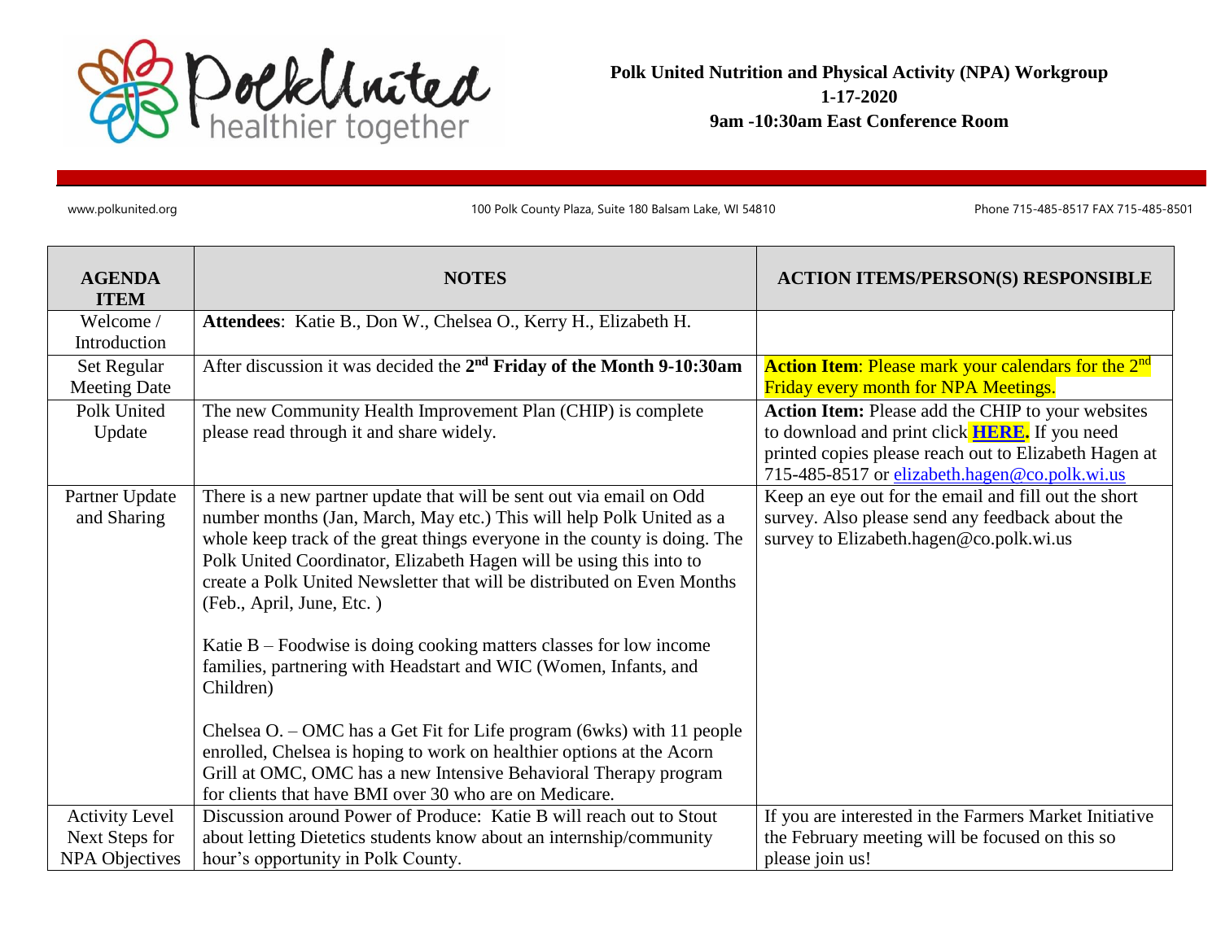**Polk United Nutrition and Physical Activity (NPA) Workgroup**
**1-17-2020**
**9am -10:30am East Conference Room**

www.polkunited.org 100 Polk County Plaza, Suite 180 Balsam Lake, WI 54810 Phone 715-485-8517 FAX 715-485-8501

| AGENDA ITEM | NOTES | ACTION ITEMS/PERSON(S) RESPONSIBLE |
|---|---|---|
| Welcome / Introduction | **Attendees**: Katie B., Don W., Chelsea O., Kerry H., Elizabeth H. | |
| Set Regular Meeting Date | After discussion it was decided the **2nd Friday of the Month 9-10:30am** | **Action Item**: Please mark your calendars for the 2nd Friday every month for NPA Meetings. |
| Polk United Update | The new Community Health Improvement Plan (CHIP) is complete please read through it and share widely. | **Action Item:** Please add the CHIP to your websites to download and print click **HERE.** If you need printed copies please reach out to Elizabeth Hagen at 715-485-8517 or elizabeth.hagen@co.polk.wi.us |
| Partner Update and Sharing | There is a new partner update that will be sent out via email on Odd number months (Jan, March, May etc.) This will help Polk United as a whole keep track of the great things everyone in the county is doing. The Polk United Coordinator, Elizabeth Hagen will be using this into to create a Polk United Newsletter that will be distributed on Even Months (Feb., April, June, Etc. )<br><br>Katie B – Foodwise is doing cooking matters classes for low income families, partnering with Headstart and WIC (Women, Infants, and Children)<br><br>Chelsea O. – OMC has a Get Fit for Life program (6wks) with 11 people enrolled, Chelsea is hoping to work on healthier options at the Acorn Grill at OMC, OMC has a new Intensive Behavioral Therapy program for clients that have BMI over 30 who are on Medicare. | Keep an eye out for the email and fill out the short survey. Also please send any feedback about the survey to Elizabeth.hagen@co.polk.wi.us |
| Activity Level Next Steps for NPA Objectives | Discussion around Power of Produce: Katie B will reach out to Stout about letting Dietetics students know about an internship/community hour's opportunity in Polk County. | If you are interested in the Farmers Market Initiative the February meeting will be focused on this so please join us! |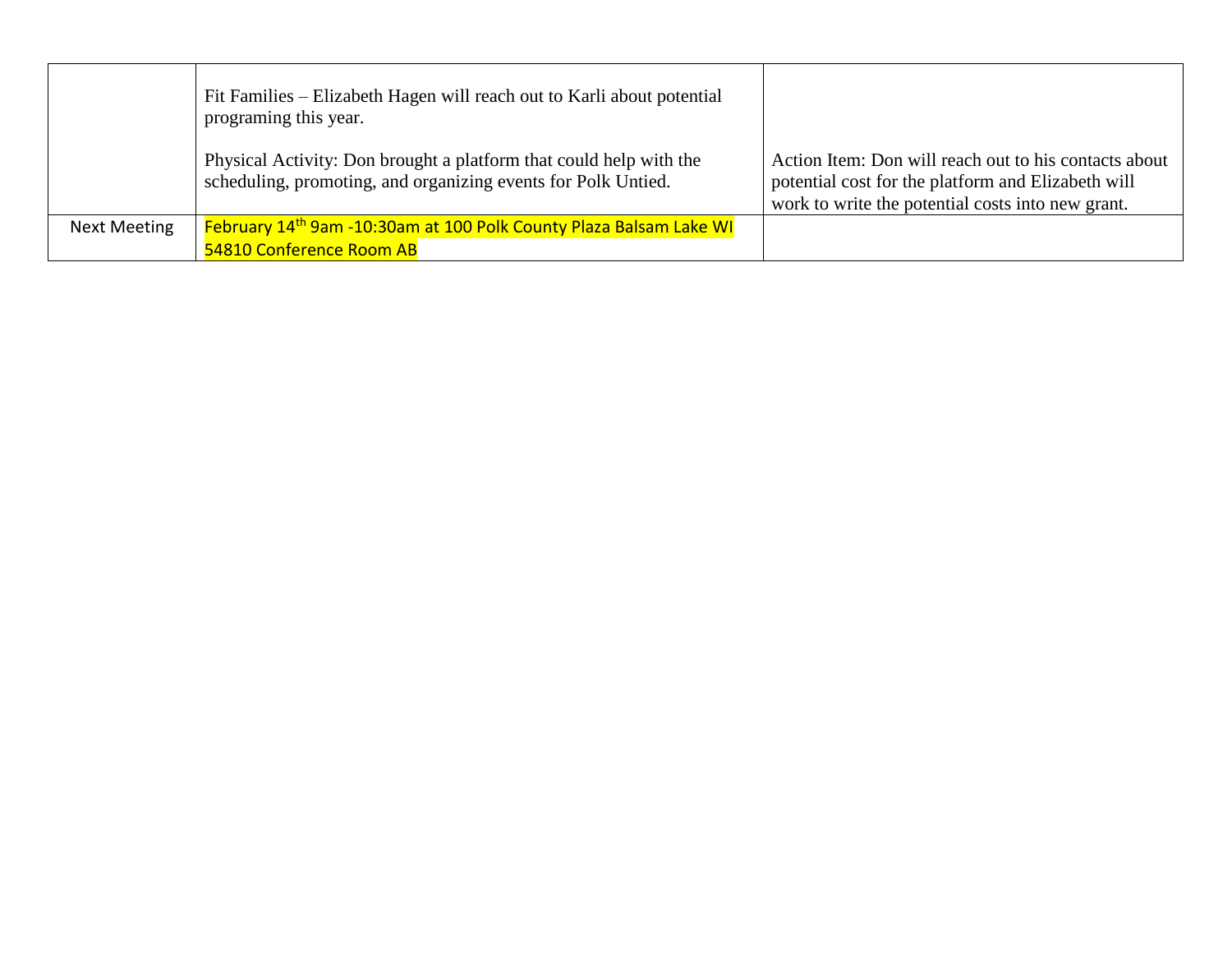| | | |
|---|---|---|
| | Fit Families – Elizabeth Hagen will reach out to Karli about potential programing this year.<br><br>Physical Activity: Don brought a platform that could help with the scheduling, promoting, and organizing events for Polk Untied. | Action Item: Don will reach out to his contacts about potential cost for the platform and Elizabeth will work to write the potential costs into new grant. |
| Next Meeting | February 14th 9am -10:30am at 100 Polk County Plaza Balsam Lake WI 54810 Conference Room AB | |